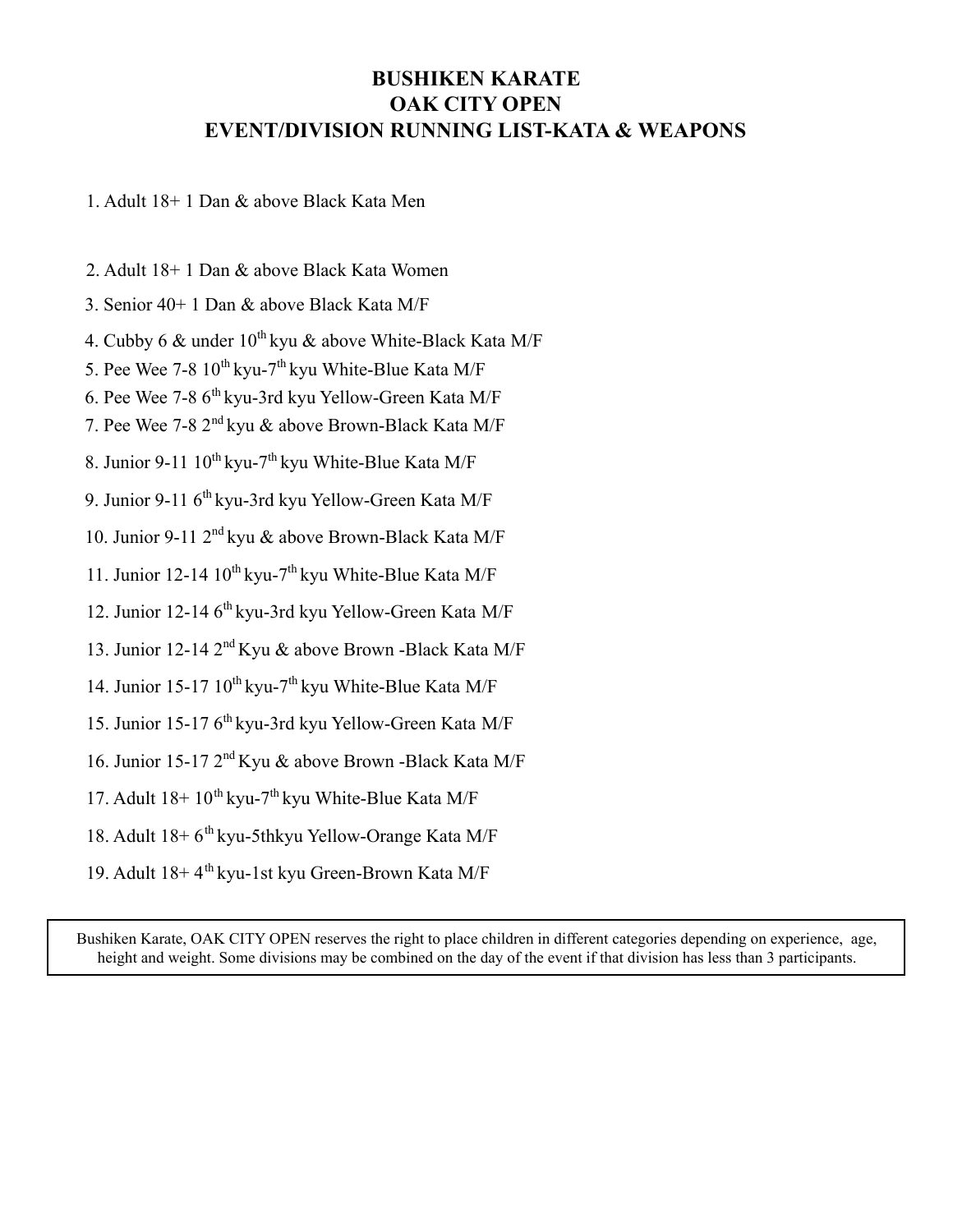# BUSHIKEN KARATE
# OAK CITY OPEN
# EVENT/DIVISION RUNNING LIST-KATA & WEAPONS

1. Adult 18+ 1 Dan & above Black Kata Men
2. Adult 18+ 1 Dan & above Black Kata Women
3. Senior 40+ 1 Dan & above Black Kata M/F
4. Cubby 6 & under 10th kyu & above White-Black Kata M/F
5. Pee Wee 7-8 10th kyu-7th kyu White-Blue Kata M/F
6. Pee Wee 7-8 6th kyu-3rd kyu Yellow-Green Kata M/F
7. Pee Wee 7-8 2nd kyu & above Brown-Black Kata M/F
8. Junior 9-11 10th kyu-7th kyu White-Blue Kata M/F
9. Junior 9-11 6th kyu-3rd kyu Yellow-Green Kata M/F
10. Junior 9-11 2nd kyu & above Brown-Black Kata M/F
11. Junior 12-14 10th kyu-7th kyu White-Blue Kata M/F
12. Junior 12-14 6th kyu-3rd kyu Yellow-Green Kata M/F
13. Junior 12-14 2nd Kyu & above Brown -Black Kata M/F
14. Junior 15-17 10th kyu-7th kyu White-Blue Kata M/F
15. Junior 15-17 6th kyu-3rd kyu Yellow-Green Kata M/F
16. Junior 15-17 2nd Kyu & above Brown -Black Kata M/F
17. Adult 18+ 10th kyu-7th kyu White-Blue Kata M/F
18. Adult 18+ 6th kyu-5thkyu Yellow-Orange Kata M/F
19. Adult 18+ 4th kyu-1st kyu Green-Brown Kata M/F

Bushiken Karate, OAK CITY OPEN reserves the right to place children in different categories depending on experience, age, height and weight. Some divisions may be combined on the day of the event if that division has less than 3 participants.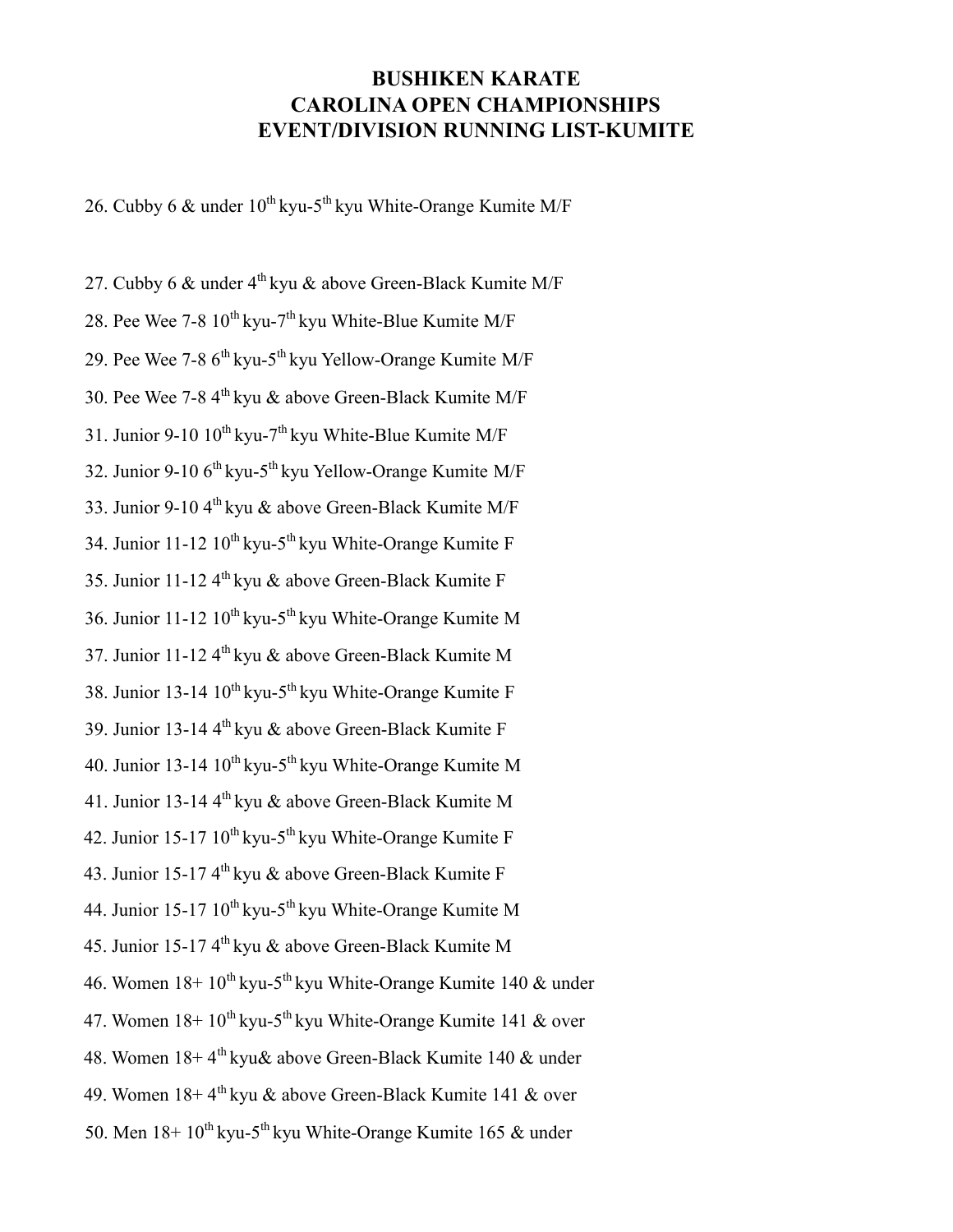# BUSHIKEN KARATE
# CAROLINA OPEN CHAMPIONSHIPS
# EVENT/DIVISION RUNNING LIST-KUMITE

26. Cubby 6 & under 10th kyu-5th kyu White-Orange Kumite M/F

27. Cubby 6 & under 4th kyu & above Green-Black Kumite M/F
28. Pee Wee 7-8 10th kyu-7th kyu White-Blue Kumite M/F
29. Pee Wee 7-8 6th kyu-5th kyu Yellow-Orange Kumite M/F
30. Pee Wee 7-8 4th kyu & above Green-Black Kumite M/F
31. Junior 9-10 10th kyu-7th kyu White-Blue Kumite M/F
32. Junior 9-10 6th kyu-5th kyu Yellow-Orange Kumite M/F
33. Junior 9-10 4th kyu & above Green-Black Kumite M/F
34. Junior 11-12 10th kyu-5th kyu White-Orange Kumite F
35. Junior 11-12 4th kyu & above Green-Black Kumite F
36. Junior 11-12 10th kyu-5th kyu White-Orange Kumite M
37. Junior 11-12 4th kyu & above Green-Black Kumite M
38. Junior 13-14 10th kyu-5th kyu White-Orange Kumite F
39. Junior 13-14 4th kyu & above Green-Black Kumite F
40. Junior 13-14 10th kyu-5th kyu White-Orange Kumite M
41. Junior 13-14 4th kyu & above Green-Black Kumite M
42. Junior 15-17 10th kyu-5th kyu White-Orange Kumite F
43. Junior 15-17 4th kyu & above Green-Black Kumite F
44. Junior 15-17 10th kyu-5th kyu White-Orange Kumite M
45. Junior 15-17 4th kyu & above Green-Black Kumite M
46. Women 18+ 10th kyu-5th kyu White-Orange Kumite 140 & under
47. Women 18+ 10th kyu-5th kyu White-Orange Kumite 141 & over
48. Women 18+ 4th kyu& above Green-Black Kumite 140 & under
49. Women 18+ 4th kyu & above Green-Black Kumite 141 & over
50. Men 18+ 10th kyu-5th kyu White-Orange Kumite 165 & under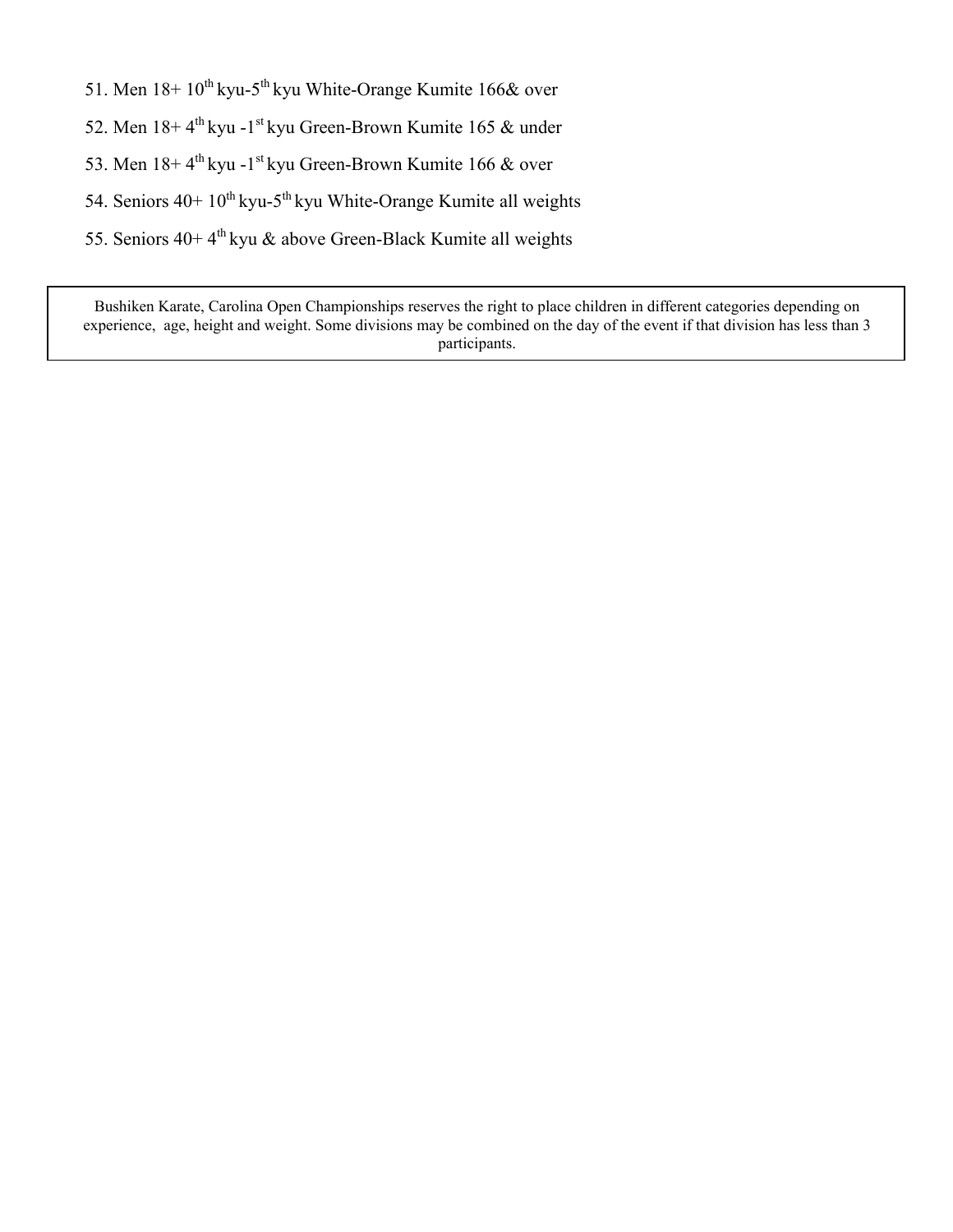51. Men 18+ $10^{th}$ kyu-$5^{th}$ kyu White-Orange Kumite 166& over
52. Men 18+ $4^{th}$ kyu -$1^{st}$ kyu Green-Brown Kumite 165 & under
53. Men 18+ $4^{th}$ kyu -$1^{st}$ kyu Green-Brown Kumite 166 & over
54. Seniors 40+ $10^{th}$ kyu-$5^{th}$ kyu White-Orange Kumite all weights
55. Seniors 40+ $4^{th}$ kyu & above Green-Black Kumite all weights

| |
|---|
| Bushiken Karate, Carolina Open Championships reserves the right to place children in different categories depending on experience, age, height and weight. Some divisions may be combined on the day of the event if that division has less than 3 participants. |